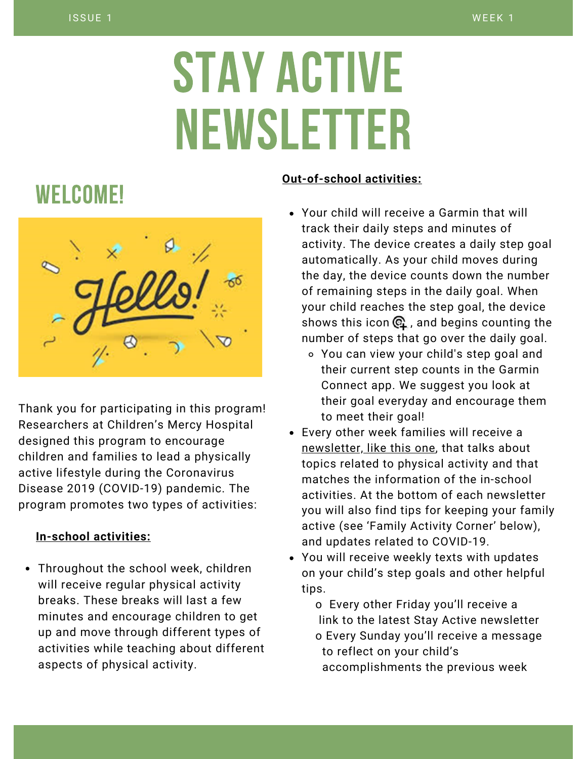ISSUE 1 WEEK 1

# STAY ACTIVE NEWSLETTER

## WELCOME!

Thank you for participating in this program! Researchers at Children's Mercy Hospital designed this program to encourage children and families to lead a physically active lifestyle during the Coronavirus Disease 2019 (COVID-19) pandemic. The program promotes two types of activities:

**In-school activities:**

- Throughout the school week, children will receive regular physical activity breaks. These breaks will last a few minutes and encourage children to get up and move through different types of activities while teaching about different aspects of physical activity.

**Out-of-school activities:**

- Your child will receive a Garmin that will track their daily steps and minutes of activity. The device creates a daily step goal automatically. As your child moves during the day, the device counts down the number of remaining steps in the daily goal. When your child reaches the step goal, the device shows this icon , and begins counting the number of steps that go over the daily goal.
  - You can view your child's step goal and their current step counts in the Garmin Connect app. We suggest you look at their goal everyday and encourage them to meet their goal!
- Every other week families will receive a newsletter, like this one, that talks about topics related to physical activity and that matches the information of the in-school activities. At the bottom of each newsletter you will also find tips for keeping your family active (see 'Family Activity Corner' below), and updates related to COVID-19.
- You will receive weekly texts with updates on your child's step goals and other helpful tips.
  - Every other Friday you'll receive a link to the latest Stay Active newsletter
  - Every Sunday you'll receive a message to reflect on your child's accomplishments the previous week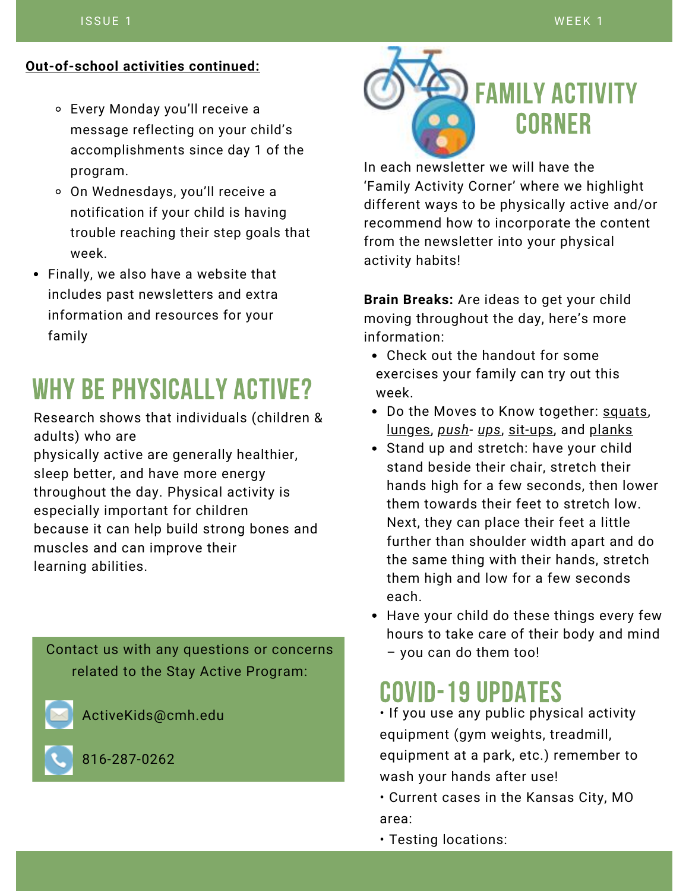**Out-of-school activities continued:**

- Every Monday you'll receive a message reflecting on your child's accomplishments since day 1 of the program.
- On Wednesdays, you'll receive a notification if your child is having trouble reaching their step goals that week.

- Finally, we also have a website that includes past newsletters and extra information and resources for your family

## WHY BE PHYSICALLY ACTIVE?

Research shows that individuals (children & adults) who are physically active are generally healthier, sleep better, and have more energy throughout the day. Physical activity is especially important for children because it can help build strong bones and muscles and can improve their learning abilities.

Contact us with any questions or concerns related to the Stay Active Program:

ActiveKids@cmh.edu

816-287-0262

## FAMILY ACTIVITY CORNER

In each newsletter we will have the 'Family Activity Corner' where we highlight different ways to be physically active and/or recommend how to incorporate the content from the newsletter into your physical activity habits!

**Brain Breaks:** Are ideas to get your child moving throughout the day, here's more information:

- Check out the handout for some exercises your family can try out this week.
- Do the Moves to Know together: squats, lunges, *push- ups*, sit-ups, and planks
- Stand up and stretch: have your child stand beside their chair, stretch their hands high for a few seconds, then lower them towards their feet to stretch low. Next, they can place their feet a little further than shoulder width apart and do the same thing with their hands, stretch them high and low for a few seconds each.
- Have your child do these things every few hours to take care of their body and mind – you can do them too!

## COVID-19 UPDATES

• If you use any public physical activity equipment (gym weights, treadmill, equipment at a park, etc.) remember to wash your hands after use!

• Current cases in the Kansas City, MO area:

• Testing locations: